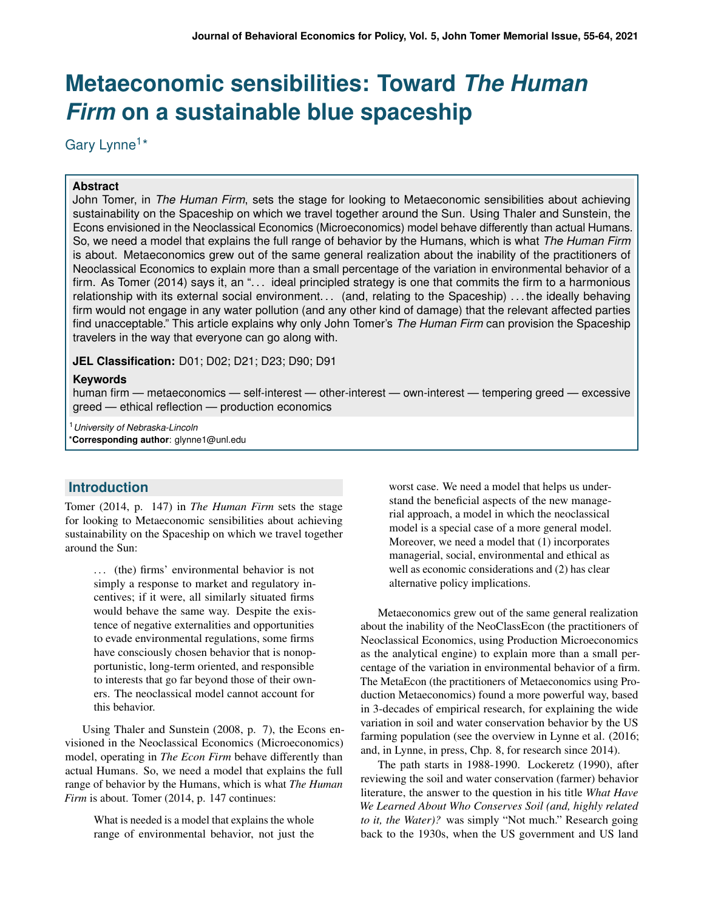# Metaeconomic sensibilities: Toward *The Human Firm* on a sustainable blue spaceship

Gary Lynne[1]*

**Abstract**

John Tomer, in *The Human Firm*, sets the stage for looking to Metaeconomic sensibilities about achieving sustainability on the Spaceship on which we travel together around the Sun. Using Thaler and Sunstein, the Econs envisioned in the Neoclassical Economics (Microeconomics) model behave differently than actual Humans. So, we need a model that explains the full range of behavior by the Humans, which is what *The Human Firm* is about. Metaeconomics grew out of the same general realization about the inability of the practitioners of Neoclassical Economics to explain more than a small percentage of the variation in environmental behavior of a firm. As Tomer (2014) says it, an "... ideal principled strategy is one that commits the firm to a harmonious relationship with its external social environment... (and, relating to the Spaceship) ...the ideally behaving firm would not engage in any water pollution (and any other kind of damage) that the relevant affected parties find unacceptable." This article explains why only John Tomer's *The Human Firm* can provision the Spaceship travelers in the way that everyone can go along with.

**JEL Classification:** D01; D02; D21; D23; D90; D91

**Keywords**

human firm — metaeconomics — self-interest — other-interest — own-interest — tempering greed — excessive greed — ethical reflection — production economics

[1] *University of Nebraska-Lincoln*
***Corresponding author**: glynne1@unl.edu

## Introduction

Tomer (2014, p. 147) in *The Human Firm* sets the stage for looking to Metaeconomic sensibilities about achieving sustainability on the Spaceship on which we travel together around the Sun:

> ... (the) firms' environmental behavior is not simply a response to market and regulatory incentives; if it were, all similarly situated firms would behave the same way. Despite the existence of negative externalities and opportunities to evade environmental regulations, some firms have consciously chosen behavior that is nonopportunistic, long-term oriented, and responsible to interests that go far beyond those of their owners. The neoclassical model cannot account for this behavior.

Using Thaler and Sunstein (2008, p. 7), the Econs envisioned in the Neoclassical Economics (Microeconomics) model, operating in *The Econ Firm* behave differently than actual Humans. So, we need a model that explains the full range of behavior by the Humans, which is what *The Human Firm* is about. Tomer (2014, p. 147 continues:

> What is needed is a model that explains the whole range of environmental behavior, not just the worst case. We need a model that helps us understand the beneficial aspects of the new managerial approach, a model in which the neoclassical model is a special case of a more general model. Moreover, we need a model that (1) incorporates managerial, social, environmental and ethical as well as economic considerations and (2) has clear alternative policy implications.

Metaeconomics grew out of the same general realization about the inability of the NeoClassEcon (the practitioners of Neoclassical Economics, using Production Microeconomics as the analytical engine) to explain more than a small percentage of the variation in environmental behavior of a firm. The MetaEcon (the practitioners of Metaeconomics using Production Metaeconomics) found a more powerful way, based in 3-decades of empirical research, for explaining the wide variation in soil and water conservation behavior by the US farming population (see the overview in Lynne et al. (2016; and, in Lynne, in press, Chp. 8, for research since 2014).

The path starts in 1988-1990. Lockeretz (1990), after reviewing the soil and water conservation (farmer) behavior literature, the answer to the question in his title *What Have We Learned About Who Conserves Soil (and, highly related to it, the Water)?* was simply "Not much." Research going back to the 1930s, when the US government and US land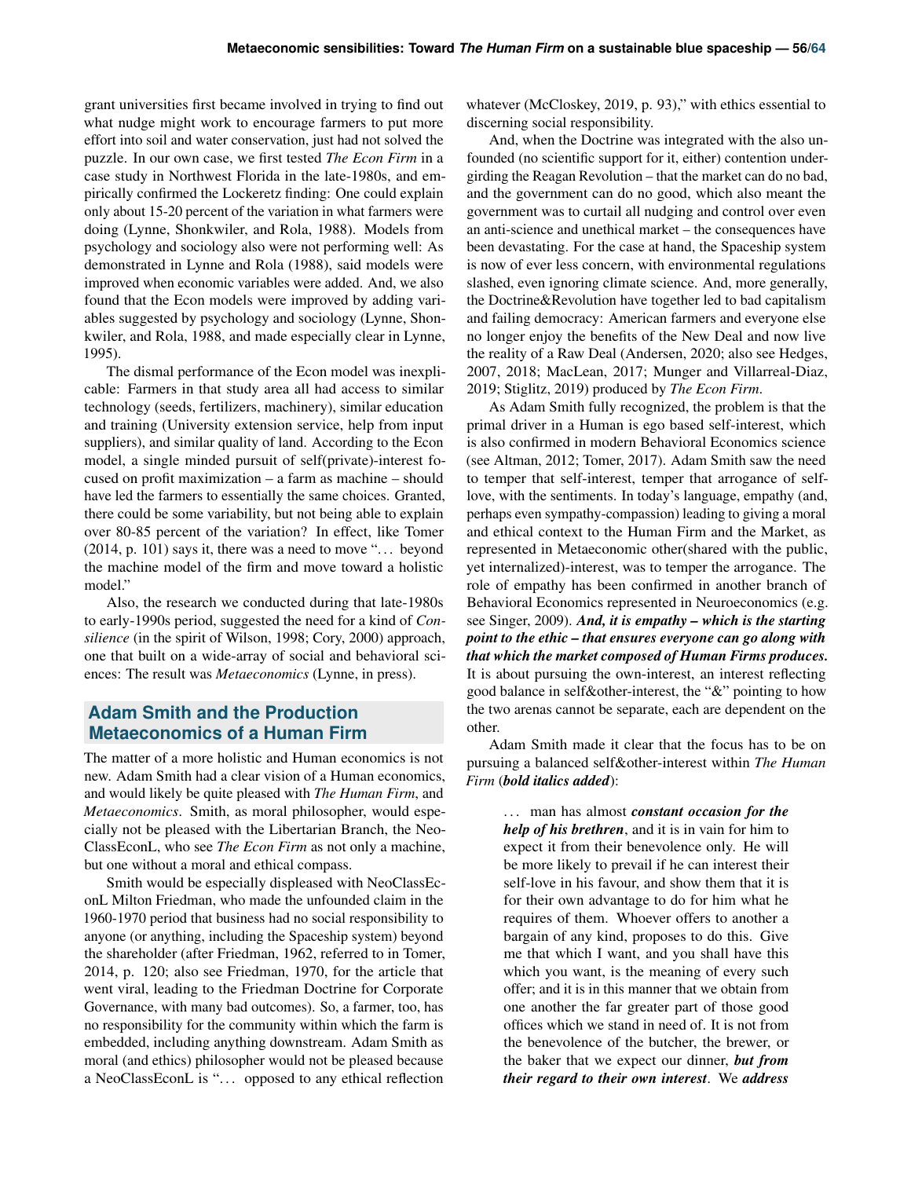grant universities first became involved in trying to find out what nudge might work to encourage farmers to put more effort into soil and water conservation, just had not solved the puzzle. In our own case, we first tested *The Econ Firm* in a case study in Northwest Florida in the late-1980s, and empirically confirmed the Lockeretz finding: One could explain only about 15-20 percent of the variation in what farmers were doing (Lynne, Shonkwiler, and Rola, 1988). Models from psychology and sociology also were not performing well: As demonstrated in Lynne and Rola (1988), said models were improved when economic variables were added. And, we also found that the Econ models were improved by adding variables suggested by psychology and sociology (Lynne, Shonkwiler, and Rola, 1988, and made especially clear in Lynne, 1995).

The dismal performance of the Econ model was inexplicable: Farmers in that study area all had access to similar technology (seeds, fertilizers, machinery), similar education and training (University extension service, help from input suppliers), and similar quality of land. According to the Econ model, a single minded pursuit of self(private)-interest focused on profit maximization – a farm as machine – should have led the farmers to essentially the same choices. Granted, there could be some variability, but not being able to explain over 80-85 percent of the variation? In effect, like Tomer (2014, p. 101) says it, there was a need to move "... beyond the machine model of the firm and move toward a holistic model."

Also, the research we conducted during that late-1980s to early-1990s period, suggested the need for a kind of *Consilience* (in the spirit of Wilson, 1998; Cory, 2000) approach, one that built on a wide-array of social and behavioral sciences: The result was *Metaeconomics* (Lynne, in press).

## Adam Smith and the Production Metaeconomics of a Human Firm

The matter of a more holistic and Human economics is not new. Adam Smith had a clear vision of a Human economics, and would likely be quite pleased with *The Human Firm*, and *Metaeconomics*. Smith, as moral philosopher, would especially not be pleased with the Libertarian Branch, the NeoClassEconL, who see *The Econ Firm* as not only a machine, but one without a moral and ethical compass.

Smith would be especially displeased with NeoClassEconL Milton Friedman, who made the unfounded claim in the 1960-1970 period that business had no social responsibility to anyone (or anything, including the Spaceship system) beyond the shareholder (after Friedman, 1962, referred to in Tomer, 2014, p. 120; also see Friedman, 1970, for the article that went viral, leading to the Friedman Doctrine for Corporate Governance, with many bad outcomes). So, a farmer, too, has no responsibility for the community within which the farm is embedded, including anything downstream. Adam Smith as moral (and ethics) philosopher would not be pleased because a NeoClassEconL is "... opposed to any ethical reflection whatever (McCloskey, 2019, p. 93)," with ethics essential to discerning social responsibility.

And, when the Doctrine was integrated with the also unfounded (no scientific support for it, either) contention undergirding the Reagan Revolution – that the market can do no bad, and the government can do no good, which also meant the government was to curtail all nudging and control over even an anti-science and unethical market – the consequences have been devastating. For the case at hand, the Spaceship system is now of ever less concern, with environmental regulations slashed, even ignoring climate science. And, more generally, the Doctrine&Revolution have together led to bad capitalism and failing democracy: American farmers and everyone else no longer enjoy the benefits of the New Deal and now live the reality of a Raw Deal (Andersen, 2020; also see Hedges, 2007, 2018; MacLean, 2017; Munger and Villarreal-Diaz, 2019; Stiglitz, 2019) produced by *The Econ Firm*.

As Adam Smith fully recognized, the problem is that the primal driver in a Human is ego based self-interest, which is also confirmed in modern Behavioral Economics science (see Altman, 2012; Tomer, 2017). Adam Smith saw the need to temper that self-interest, temper that arrogance of self-love, with the sentiments. In today's language, empathy (and, perhaps even sympathy-compassion) leading to giving a moral and ethical context to the Human Firm and the Market, as represented in Metaeconomic other(shared with the public, yet internalized)-interest, was to temper the arrogance. The role of empathy has been confirmed in another branch of Behavioral Economics represented in Neuroeconomics (e.g. see Singer, 2009). ***And, it is empathy – which is the starting point to the ethic – that ensures everyone can go along with that which the market composed of Human Firms produces.*** It is about pursuing the own-interest, an interest reflecting good balance in self&other-interest, the "&" pointing to how the two arenas cannot be separate, each are dependent on the other.

Adam Smith made it clear that the focus has to be on pursuing a balanced self&other-interest within *The Human Firm* (***bold italics added***):

> ... man has almost ***constant occasion for the help of his brethren***, and it is in vain for him to expect it from their benevolence only. He will be more likely to prevail if he can interest their self-love in his favour, and show them that it is for their own advantage to do for him what he requires of them. Whoever offers to another a bargain of any kind, proposes to do this. Give me that which I want, and you shall have this which you want, is the meaning of every such offer; and it is in this manner that we obtain from one another the far greater part of those good offices which we stand in need of. It is not from the benevolence of the butcher, the brewer, or the baker that we expect our dinner, ***but from their regard to their own interest***. We ***address***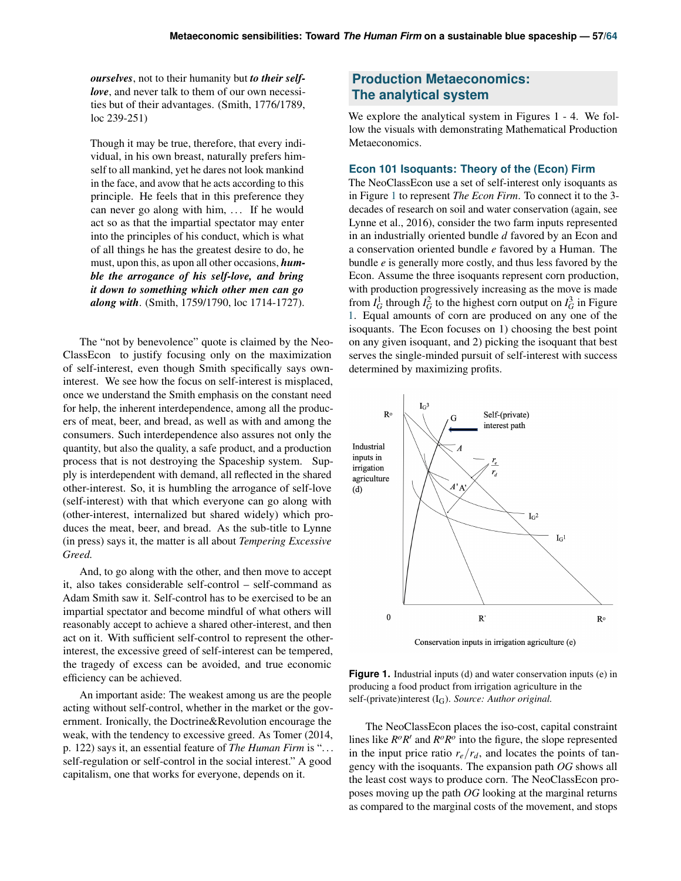*ourselves*, not to their humanity but ***to their self-love***, and never talk to them of our own necessities but of their advantages. (Smith, 1776/1789, loc 239-251)

> Though it may be true, therefore, that every individual, in his own breast, naturally prefers himself to all mankind, yet he dares not look mankind in the face, and avow that he acts according to this principle. He feels that in this preference they can never go along with him, ... If he would act so as that the impartial spectator may enter into the principles of his conduct, which is what of all things he has the greatest desire to do, he must, upon this, as upon all other occasions, ***humble the arrogance of his self-love, and bring it down to something which other men can go along with***. (Smith, 1759/1790, loc 1714-1727).

The "not by benevolence" quote is claimed by the NeoClassEcon to justify focusing only on the maximization of self-interest, even though Smith specifically says own-interest. We see how the focus on self-interest is misplaced, once we understand the Smith emphasis on the constant need for help, the inherent interdependence, among all the producers of meat, beer, and bread, as well as with and among the consumers. Such interdependence also assures not only the quantity, but also the quality, a safe product, and a production process that is not destroying the Spaceship system. Supply is interdependent with demand, all reflected in the shared other-interest. So, it is humbling the arrogance of self-love (self-interest) with that which everyone can go along with (other-interest, internalized but shared widely) which produces the meat, beer, and bread. As the sub-title to Lynne (in press) says it, the matter is all about *Tempering Excessive Greed.*

And, to go along with the other, and then move to accept it, also takes considerable self-control – self-command as Adam Smith saw it. Self-control has to be exercised to be an impartial spectator and become mindful of what others will reasonably accept to achieve a shared other-interest, and then act on it. With sufficient self-control to represent the other-interest, the excessive greed of self-interest can be tempered, the tragedy of excess can be avoided, and true economic efficiency can be achieved.

An important aside: The weakest among us are the people acting without self-control, whether in the market or the government. Ironically, the Doctrine&Revolution encourage the weak, with the tendency to excessive greed. As Tomer (2014, p. 122) says it, an essential feature of *The Human Firm* is "... self-regulation or self-control in the social interest." A good capitalism, one that works for everyone, depends on it.

## Production Metaeconomics: The analytical system

We explore the analytical system in Figures 1 - 4. We follow the visuals with demonstrating Mathematical Production Metaeconomics.

### Econ 101 Isoquants: Theory of the (Econ) Firm

The NeoClassEcon use a set of self-interest only isoquants as in Figure 1 to represent *The Econ Firm*. To connect it to the 3-decades of research on soil and water conservation (again, see Lynne et al., 2016), consider the two farm inputs represented in an industrially oriented bundle $d$ favored by an Econ and a conservation oriented bundle $e$ favored by a Human. The bundle $e$ is generally more costly, and thus less favored by the Econ. Assume the three isoquants represent corn production, with production progressively increasing as the move is made from $I_G^1$ through $I_G^2$ to the highest corn output on $I_G^3$ in Figure 1. Equal amounts of corn are produced on any one of the isoquants. The Econ focuses on 1) choosing the best point on any given isoquant, and 2) picking the isoquant that best serves the single-minded pursuit of self-interest with success determined by maximizing profits.

$R^o$
$I_G^3$
G
Self-(private) interest path
A
Industrial inputs in irrigation agriculture (d)
$r_e$
$r_d$
A′ A′
$I_G^2$
$I_G^1$
0
R′
$R^o$
Conservation inputs in irrigation agriculture (e)

**Figure 1.** Industrial inputs (d) and water conservation inputs (e) in producing a food product from irrigation agriculture in the self-(private)interest ($I_G$). *Source: Author original.*

The NeoClassEcon places the iso-cost, capital constraint lines like $R^oR'$ and $R^oR^o$ into the figure, the slope represented in the input price ratio $r_e/r_d$, and locates the points of tangency with the isoquants. The expansion path $OG$ shows all the least cost ways to produce corn. The NeoClassEcon proposes moving up the path $OG$ looking at the marginal returns as compared to the marginal costs of the movement, and stops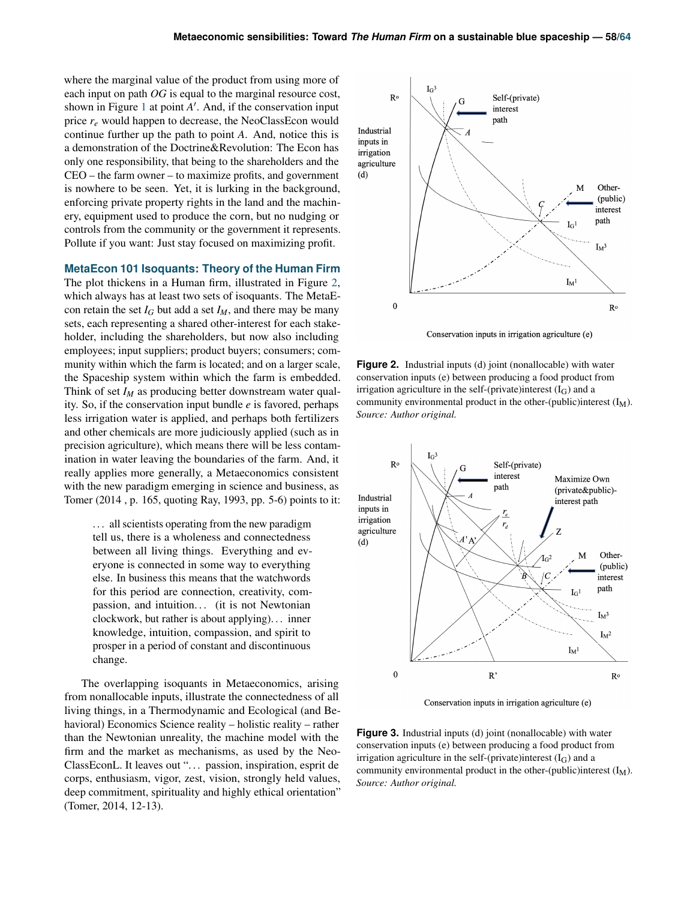where the marginal value of the product from using more of each input on path $OG$ is equal to the marginal resource cost, shown in Figure 1 at point $A'$. And, if the conservation input price $r_e$ would happen to decrease, the NeoClassEcon would continue further up the path to point $A$. And, notice this is a demonstration of the Doctrine&Revolution: The Econ has only one responsibility, that being to the shareholders and the CEO – the farm owner – to maximize profits, and government is nowhere to be seen. Yet, it is lurking in the background, enforcing private property rights in the land and the machinery, equipment used to produce the corn, but no nudging or controls from the community or the government it represents. Pollute if you want: Just stay focused on maximizing profit.

### MetaEcon 101 Isoquants: Theory of the Human Firm

The plot thickens in a Human firm, illustrated in Figure 2, which always has at least two sets of isoquants. The MetaEcon retain the set $I_G$ but add a set $I_M$, and there may be many sets, each representing a shared other-interest for each stakeholder, including the shareholders, but now also including employees; input suppliers; product buyers; consumers; community within which the farm is located; and on a larger scale, the Spaceship system within which the farm is embedded. Think of set $I_M$ as producing better downstream water quality. So, if the conservation input bundle $e$ is favored, perhaps less irrigation water is applied, and perhaps both fertilizers and other chemicals are more judiciously applied (such as in precision agriculture), which means there will be less contamination in water leaving the boundaries of the farm. And, it really applies more generally, a Metaeconomics consistent with the new paradigm emerging in science and business, as Tomer (2014 , p. 165, quoting Ray, 1993, pp. 5-6) points to it:

> ... all scientists operating from the new paradigm tell us, there is a wholeness and connectedness between all living things. Everything and everyone is connected in some way to everything else. In business this means that the watchwords for this period are connection, creativity, compassion, and intuition... (it is not Newtonian clockwork, but rather is about applying)... inner knowledge, intuition, compassion, and spirit to prosper in a period of constant and discontinuous change.

The overlapping isoquants in Metaeconomics, arising from nonallocable inputs, illustrate the connectedness of all living things, in a Thermodynamic and Ecological (and Behavioral) Economics Science reality – holistic reality – rather than the Newtonian unreality, the machine model with the firm and the market as mechanisms, as used by the NeoClassEconL. It leaves out "... passion, inspiration, esprit de corps, enthusiasm, vigor, zest, vision, strongly held values, deep commitment, spirituality and highly ethical orientation" (Tomer, 2014, 12-13).

Rº
$I_G^3$
G
Self-(private) interest path
A
Industrial inputs in irrigation agriculture (d)
M
Other-(public) interest path
C
$I_G^1$
$I_M^3$
$I_M^1$
0
Rº
Conservation inputs in irrigation agriculture (e)

**Figure 2.** Industrial inputs (d) joint (nonallocable) with water conservation inputs (e) between producing a food product from irrigation agriculture in the self-(private)interest ($I_G$) and a community environmental product in the other-(public)interest ($I_M$). *Source: Author original.*

Rº
$I_G^3$
G
Self-(private) interest path
A
Maximize Own (private&public)-interest path
Industrial inputs in irrigation agriculture (d)
$r_e$
$r_d$
A' A'
Z
$I_G^2$
M
Other-(public) interest path
B
C
$I_G^1$
$I_M^3$
$I_M^2$
$I_M^1$
0
R'
Rº
Conservation inputs in irrigation agriculture (e)

**Figure 3.** Industrial inputs (d) joint (nonallocable) with water conservation inputs (e) between producing a food product from irrigation agriculture in the self-(private)interest ($I_G$) and a community environmental product in the other-(public)interest ($I_M$). *Source: Author original.*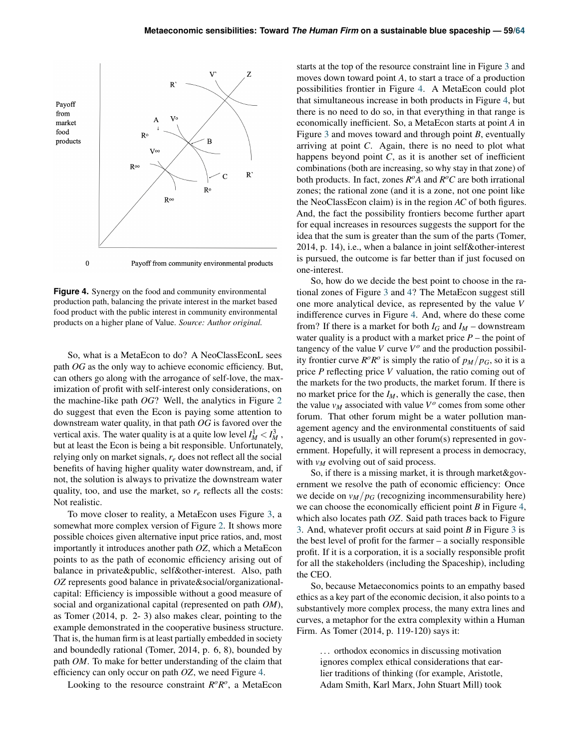Payoff from market food products

V`

Z

R`

A

Vo

Ro

B

Voo

Roo

C

R`

Ro

Roo

0

Payoff from community environmental products

**Figure 4.** Synergy on the food and community environmental production path, balancing the private interest in the market based food product with the public interest in community environmental products on a higher plane of Value. *Source: Author original.*

So, what is a MetaEcon to do? A NeoClassEconL sees path *OG* as the only way to achieve economic efficiency. But, can others go along with the arrogance of self-love, the maximization of profit with self-interest only considerations, on the machine-like path *OG*? Well, the analytics in Figure 2 do suggest that even the Econ is paying some attention to downstream water quality, in that path *OG* is favored over the vertical axis. The water quality is at a quite low level $I_M^1 < I_M^3$, but at least the Econ is being a bit responsible. Unfortunately, relying only on market signals, $r_e$ does not reflect all the social benefits of having higher quality water downstream, and, if not, the solution is always to privatize the downstream water quality, too, and use the market, so $r_e$ reflects all the costs: Not realistic.

To move closer to reality, a MetaEcon uses Figure 3, a somewhat more complex version of Figure 2. It shows more possible choices given alternative input price ratios, and, most importantly it introduces another path *OZ*, which a MetaEcon points to as the path of economic efficiency arising out of balance in private&public, self&other-interest. Also, path *OZ* represents good balance in private&social/organizational-capital: Efficiency is impossible without a good measure of social and organizational capital (represented on path *OM*), as Tomer (2014, p. 2- 3) also makes clear, pointing to the example demonstrated in the cooperative business structure. That is, the human firm is at least partially embedded in society and boundedly rational (Tomer, 2014, p. 6, 8), bounded by path *OM*. To make for better understanding of the claim that efficiency can only occur on path *OZ*, we need Figure 4.

Looking to the resource constraint $R^oR^o$, a MetaEcon starts at the top of the resource constraint line in Figure 3 and moves down toward point *A*, to start a trace of a production possibilities frontier in Figure 4. A MetaEcon could plot that simultaneous increase in both products in Figure 4, but there is no need to do so, in that everything in that range is economically inefficient. So, a MetaEcon starts at point *A* in Figure 3 and moves toward and through point *B*, eventually arriving at point *C*. Again, there is no need to plot what happens beyond point *C*, as it is another set of inefficient combinations (both are increasing, so why stay in that zone) of both products. In fact, zones $R^oA$ and $R^oC$ are both irrational zones; the rational zone (and it is a zone, not one point like the NeoClassEcon claim) is in the region *AC* of both figures. And, the fact the possibility frontiers become further apart for equal increases in resources suggests the support for the idea that the sum is greater than the sum of the parts (Tomer, 2014, p. 14), i.e., when a balance in joint self&other-interest is pursued, the outcome is far better than if just focused on one-interest.

So, how do we decide the best point to choose in the rational zones of Figure 3 and 4? The MetaEcon suggest still one more analytical device, as represented by the value *V* indifference curves in Figure 4. And, where do these come from? If there is a market for both $I_G$ and $I_M$ – downstream water quality is a product with a market price *P* – the point of tangency of the value *V* curve $V^o$ and the production possibility frontier curve $R^oR^o$ is simply the ratio of $p_M/p_G$, so it is a price *P* reflecting price *V* valuation, the ratio coming out of the markets for the two products, the market forum. If there is no market price for the $I_M$, which is generally the case, then the value $v_M$ associated with value $V^o$ comes from some other forum. That other forum might be a water pollution management agency and the environmental constituents of said agency, and is usually an other forum(s) represented in government. Hopefully, it will represent a process in democracy, with $v_M$ evolving out of said process.

So, if there is a missing market, it is through market&government we resolve the path of economic efficiency: Once we decide on $v_M/p_G$ (recognizing incommensurability here) we can choose the economically efficient point *B* in Figure 4, which also locates path *OZ*. Said path traces back to Figure 3. And, whatever profit occurs at said point *B* in Figure 3 is the best level of profit for the farmer – a socially responsible profit. If it is a corporation, it is a socially responsible profit for all the stakeholders (including the Spaceship), including the CEO.

So, because Metaeconomics points to an empathy based ethics as a key part of the economic decision, it also points to a substantively more complex process, the many extra lines and curves, a metaphor for the extra complexity within a Human Firm. As Tomer (2014, p. 119-120) says it:

> ... orthodox economics in discussing motivation ignores complex ethical considerations that earlier traditions of thinking (for example, Aristotle, Adam Smith, Karl Marx, John Stuart Mill) took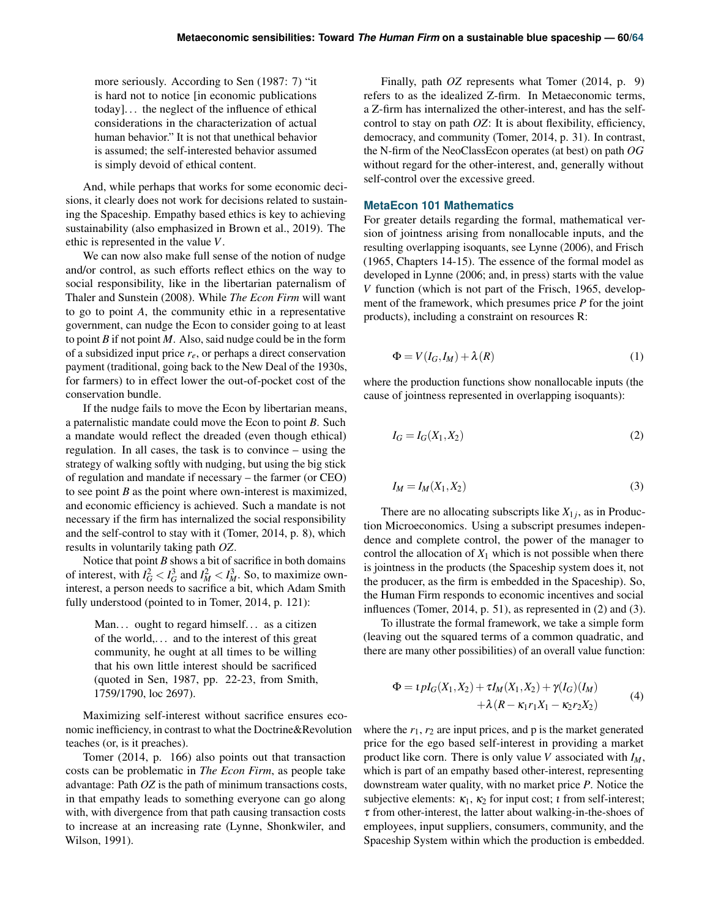more seriously. According to Sen (1987: 7) "it is hard not to notice [in economic publications today]... the neglect of the influence of ethical considerations in the characterization of actual human behavior." It is not that unethical behavior is assumed; the self-interested behavior assumed is simply devoid of ethical content.

And, while perhaps that works for some economic decisions, it clearly does not work for decisions related to sustaining the Spaceship. Empathy based ethics is key to achieving sustainability (also emphasized in Brown et al., 2019). The ethic is represented in the value $V$.

We can now also make full sense of the notion of nudge and/or control, as such efforts reflect ethics on the way to social responsibility, like in the libertarian paternalism of Thaler and Sunstein (2008). While *The Econ Firm* will want to go to point $A$, the community ethic in a representative government, can nudge the Econ to consider going to at least to point $B$ if not point $M$. Also, said nudge could be in the form of a subsidized input price $r_e$, or perhaps a direct conservation payment (traditional, going back to the New Deal of the 1930s, for farmers) to in effect lower the out-of-pocket cost of the conservation bundle.

If the nudge fails to move the Econ by libertarian means, a paternalistic mandate could move the Econ to point $B$. Such a mandate would reflect the dreaded (even though ethical) regulation. In all cases, the task is to convince – using the strategy of walking softly with nudging, but using the big stick of regulation and mandate if necessary – the farmer (or CEO) to see point $B$ as the point where own-interest is maximized, and economic efficiency is achieved. Such a mandate is not necessary if the firm has internalized the social responsibility and the self-control to stay with it (Tomer, 2014, p. 8), which results in voluntarily taking path $OZ$.

Notice that point $B$ shows a bit of sacrifice in both domains of interest, with $I_G^2 < I_G^3$ and $I_M^2 < I_M^3$. So, to maximize own-interest, a person needs to sacrifice a bit, which Adam Smith fully understood (pointed to in Tomer, 2014, p. 121):

> Man... ought to regard himself... as a citizen of the world,... and to the interest of this great community, he ought at all times to be willing that his own little interest should be sacrificed (quoted in Sen, 1987, pp. 22-23, from Smith, 1759/1790, loc 2697).

Maximizing self-interest without sacrifice ensures economic inefficiency, in contrast to what the Doctrine&Revolution teaches (or, is it preaches).

Tomer (2014, p. 166) also points out that transaction costs can be problematic in *The Econ Firm*, as people take advantage: Path $OZ$ is the path of minimum transactions costs, in that empathy leads to something everyone can go along with, with divergence from that path causing transaction costs to increase at an increasing rate (Lynne, Shonkwiler, and Wilson, 1991).

Finally, path $OZ$ represents what Tomer (2014, p. 9) refers to as the idealized Z-firm. In Metaeconomic terms, a Z-firm has internalized the other-interest, and has the self-control to stay on path $OZ$: It is about flexibility, efficiency, democracy, and community (Tomer, 2014, p. 31). In contrast, the N-firm of the NeoClassEcon operates (at best) on path $OG$ without regard for the other-interest, and, generally without self-control over the excessive greed.

### MetaEcon 101 Mathematics

For greater details regarding the formal, mathematical version of jointness arising from nonallocable inputs, and the resulting overlapping isoquants, see Lynne (2006), and Frisch (1965, Chapters 14-15). The essence of the formal model as developed in Lynne (2006; and, in press) starts with the value $V$ function (which is not part of the Frisch, 1965, development of the framework, which presumes price $P$ for the joint products), including a constraint on resources R:

$$\Phi = V(I_G, I_M) + \lambda(R) \tag{1}$$

where the production functions show nonallocable inputs (the cause of jointness represented in overlapping isoquants):

$$I_G = I_G(X_1, X_2) \tag{2}$$

$$I_M = I_M(X_1, X_2) \tag{3}$$

There are no allocating subscripts like $X_{1j}$, as in Production Microeconomics. Using a subscript presumes independence and complete control, the power of the manager to control the allocation of $X_1$ which is not possible when there is jointness in the products (the Spaceship system does it, not the producer, as the firm is embedded in the Spaceship). So, the Human Firm responds to economic incentives and social influences (Tomer, 2014, p. 51), as represented in (2) and (3).

To illustrate the formal framework, we take a simple form (leaving out the squared terms of a common quadratic, and there are many other possibilities) of an overall value function:

$$\begin{aligned}\Phi = \iota p I_G(X_1, X_2) + \tau I_M(X_1, X_2) + \gamma(I_G)(I_M) \\ + \lambda(R - \kappa_1 r_1 X_1 - \kappa_2 r_2 X_2)\end{aligned} \tag{4}$$

where the $r_1$, $r_2$ are input prices, and p is the market generated price for the ego based self-interest in providing a market product like corn. There is only value $V$ associated with $I_M$, which is part of an empathy based other-interest, representing downstream water quality, with no market price $P$. Notice the subjective elements: $\kappa_1$, $\kappa_2$ for input cost; $\iota$ from self-interest; $\tau$ from other-interest, the latter about walking-in-the-shoes of employees, input suppliers, consumers, community, and the Spaceship System within which the production is embedded.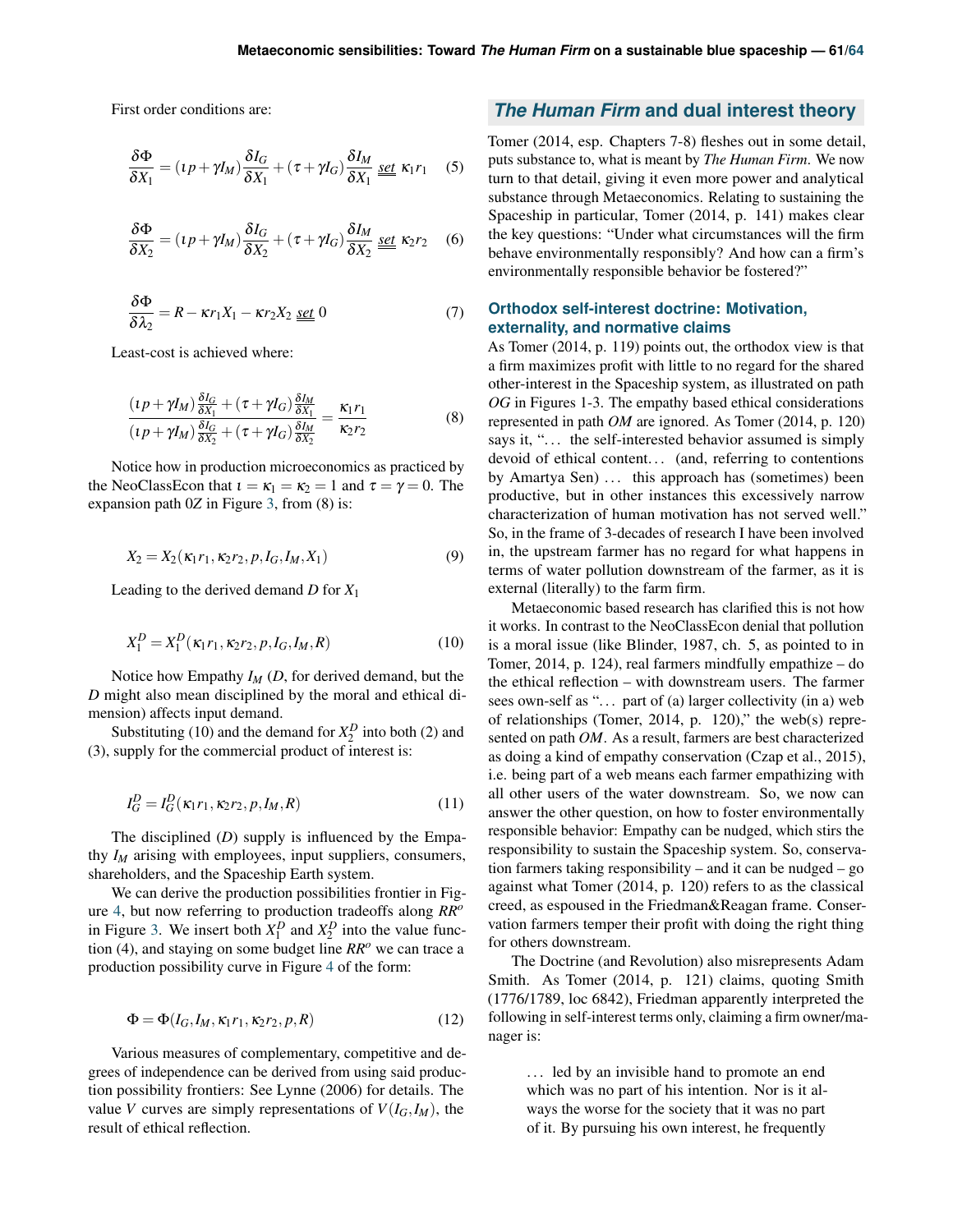First order conditions are:

$$\frac{\delta \Phi}{\delta X_1} = (\iota p + \gamma I_M)\frac{\delta I_G}{\delta X_1} + (\tau + \gamma I_G)\frac{\delta I_M}{\delta X_1} \underline{\underline{set}} \; \kappa_1 r_1 \quad (5)$$

$$\frac{\delta \Phi}{\delta X_2} = (\iota p + \gamma I_M)\frac{\delta I_G}{\delta X_2} + (\tau + \gamma I_G)\frac{\delta I_M}{\delta X_2} \underline{\underline{set}} \; \kappa_2 r_2 \quad (6)$$

$$\frac{\delta \Phi}{\delta \lambda_2} = R - \kappa r_1 X_1 - \kappa r_2 X_2 \; \underline{\underline{set}} \; 0 \quad (7)$$

Least-cost is achieved where:

$$\frac{(\iota p + \gamma I_M)\frac{\delta I_G}{\delta X_1} + (\tau + \gamma I_G)\frac{\delta I_M}{\delta X_1}}{(\iota p + \gamma I_M)\frac{\delta I_G}{\delta X_2} + (\tau + \gamma I_G)\frac{\delta I_M}{\delta X_2}} = \frac{\kappa_1 r_1}{\kappa_2 r_2} \quad (8)$$

Notice how in production microeconomics as practiced by the NeoClassEcon that $\iota = \kappa_1 = \kappa_2 = 1$ and $\tau = \gamma = 0$. The expansion path 0Z in Figure 3, from (8) is:

$$X_2 = X_2(\kappa_1 r_1, \kappa_2 r_2, p, I_G, I_M, X_1) \quad (9)$$

Leading to the derived demand $D$ for $X_1$

$$X_1^D = X_1^D(\kappa_1 r_1, \kappa_2 r_2, p, I_G, I_M, R) \quad (10)$$

Notice how Empathy $I_M$ ($D$, for derived demand, but the $D$ might also mean disciplined by the moral and ethical dimension) affects input demand.

Substituting (10) and the demand for $X_2^D$ into both (2) and (3), supply for the commercial product of interest is:

$$I_G^D = I_G^D(\kappa_1 r_1, \kappa_2 r_2, p, I_M, R) \quad (11)$$

The disciplined ($D$) supply is influenced by the Empathy $I_M$ arising with employees, input suppliers, consumers, shareholders, and the Spaceship Earth system.

We can derive the production possibilities frontier in Figure 4, but now referring to production tradeoffs along $RR^o$ in Figure 3. We insert both $X_1^D$ and $X_2^D$ into the value function (4), and staying on some budget line $RR^o$ we can trace a production possibility curve in Figure 4 of the form:

$$\Phi = \Phi(I_G, I_M, \kappa_1 r_1, \kappa_2 r_2, p, R) \quad (12)$$

Various measures of complementary, competitive and degrees of independence can be derived from using said production possibility frontiers: See Lynne (2006) for details. The value $V$ curves are simply representations of $V(I_G, I_M)$, the result of ethical reflection.

## *The Human Firm* and dual interest theory

Tomer (2014, esp. Chapters 7-8) fleshes out in some detail, puts substance to, what is meant by *The Human Firm*. We now turn to that detail, giving it even more power and analytical substance through Metaeconomics. Relating to sustaining the Spaceship in particular, Tomer (2014, p. 141) makes clear the key questions: "Under what circumstances will the firm behave environmentally responsibly? And how can a firm's environmentally responsible behavior be fostered?"

### Orthodox self-interest doctrine: Motivation, externality, and normative claims

As Tomer (2014, p. 119) points out, the orthodox view is that a firm maximizes profit with little to no regard for the shared other-interest in the Spaceship system, as illustrated on path *OG* in Figures 1-3. The empathy based ethical considerations represented in path *OM* are ignored. As Tomer (2014, p. 120) says it, "… the self-interested behavior assumed is simply devoid of ethical content… (and, referring to contentions by Amartya Sen) … this approach has (sometimes) been productive, but in other instances this excessively narrow characterization of human motivation has not served well." So, in the frame of 3-decades of research I have been involved in, the upstream farmer has no regard for what happens in terms of water pollution downstream of the farmer, as it is external (literally) to the farm firm.

Metaeconomic based research has clarified this is not how it works. In contrast to the NeoClassEcon denial that pollution is a moral issue (like Blinder, 1987, ch. 5, as pointed to in Tomer, 2014, p. 124), real farmers mindfully empathize – do the ethical reflection – with downstream users. The farmer sees own-self as "… part of (a) larger collectivity (in a) web of relationships (Tomer, 2014, p. 120)," the web(s) represented on path *OM*. As a result, farmers are best characterized as doing a kind of empathy conservation (Czap et al., 2015), i.e. being part of a web means each farmer empathizing with all other users of the water downstream. So, we now can answer the other question, on how to foster environmentally responsible behavior: Empathy can be nudged, which stirs the responsibility to sustain the Spaceship system. So, conservation farmers taking responsibility – and it can be nudged – go against what Tomer (2014, p. 120) refers to as the classical creed, as espoused in the Friedman&Reagan frame. Conservation farmers temper their profit with doing the right thing for others downstream.

The Doctrine (and Revolution) also misrepresents Adam Smith. As Tomer (2014, p. 121) claims, quoting Smith (1776/1789, loc 6842), Friedman apparently interpreted the following in self-interest terms only, claiming a firm owner/manager is:

> … led by an invisible hand to promote an end which was no part of his intention. Nor is it always the worse for the society that it was no part of it. By pursuing his own interest, he frequently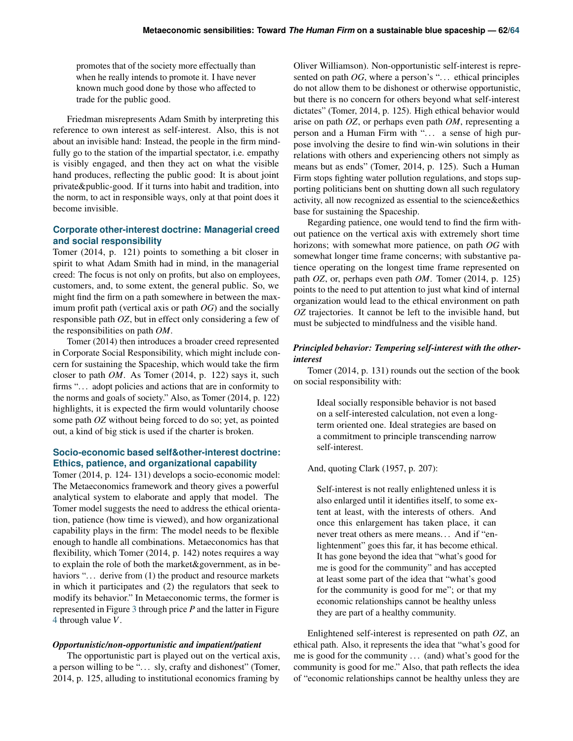promotes that of the society more effectually than when he really intends to promote it. I have never known much good done by those who affected to trade for the public good.

Friedman misrepresents Adam Smith by interpreting this reference to own interest as self-interest. Also, this is not about an invisible hand: Instead, the people in the firm mindfully go to the station of the impartial spectator, i.e. empathy is visibly engaged, and then they act on what the visible hand produces, reflecting the public good: It is about joint private&public-good. If it turns into habit and tradition, into the norm, to act in responsible ways, only at that point does it become invisible.

## Corporate other-interest doctrine: Managerial creed and social responsibility

Tomer (2014, p. 121) points to something a bit closer in spirit to what Adam Smith had in mind, in the managerial creed: The focus is not only on profits, but also on employees, customers, and, to some extent, the general public. So, we might find the firm on a path somewhere in between the maximum profit path (vertical axis or path *OG*) and the socially responsible path *OZ*, but in effect only considering a few of the responsibilities on path *OM*.

Tomer (2014) then introduces a broader creed represented in Corporate Social Responsibility, which might include concern for sustaining the Spaceship, which would take the firm closer to path *OM*. As Tomer (2014, p. 122) says it, such firms "... adopt policies and actions that are in conformity to the norms and goals of society." Also, as Tomer (2014, p. 122) highlights, it is expected the firm would voluntarily choose some path *OZ* without being forced to do so; yet, as pointed out, a kind of big stick is used if the charter is broken.

## Socio-economic based self&other-interest doctrine: Ethics, patience, and organizational capability

Tomer (2014, p. 124- 131) develops a socio-economic model: The Metaeconomics framework and theory gives a powerful analytical system to elaborate and apply that model. The Tomer model suggests the need to address the ethical orientation, patience (how time is viewed), and how organizational capability plays in the firm: The model needs to be flexible enough to handle all combinations. Metaeconomics has that flexibility, which Tomer (2014, p. 142) notes requires a way to explain the role of both the market&government, as in behaviors "... derive from (1) the product and resource markets in which it participates and (2) the regulators that seek to modify its behavior." In Metaeconomic terms, the former is represented in Figure 3 through price *P* and the latter in Figure 4 through value *V*.

### *Opportunistic/non-opportunistic and impatient/patient*

The opportunistic part is played out on the vertical axis, a person willing to be "... sly, crafty and dishonest" (Tomer, 2014, p. 125, alluding to institutional economics framing by Oliver Williamson). Non-opportunistic self-interest is represented on path *OG*, where a person's "... ethical principles do not allow them to be dishonest or otherwise opportunistic, but there is no concern for others beyond what self-interest dictates" (Tomer, 2014, p. 125). High ethical behavior would arise on path *OZ*, or perhaps even path *OM*, representing a person and a Human Firm with "... a sense of high purpose involving the desire to find win-win solutions in their relations with others and experiencing others not simply as means but as ends" (Tomer, 2014, p. 125). Such a Human Firm stops fighting water pollution regulations, and stops supporting politicians bent on shutting down all such regulatory activity, all now recognized as essential to the science&ethics base for sustaining the Spaceship.

Regarding patience, one would tend to find the firm without patience on the vertical axis with extremely short time horizons; with somewhat more patience, on path *OG* with somewhat longer time frame concerns; with substantive patience operating on the longest time frame represented on path *OZ*, or, perhaps even path *OM*. Tomer (2014, p. 125) points to the need to put attention to just what kind of internal organization would lead to the ethical environment on path *OZ* trajectories. It cannot be left to the invisible hand, but must be subjected to mindfulness and the visible hand.

### *Principled behavior: Tempering self-interest with the other-interest*

Tomer (2014, p. 131) rounds out the section of the book on social responsibility with:

> Ideal socially responsible behavior is not based on a self-interested calculation, not even a long-term oriented one. Ideal strategies are based on a commitment to principle transcending narrow self-interest.

And, quoting Clark (1957, p. 207):

> Self-interest is not really enlightened unless it is also enlarged until it identifies itself, to some extent at least, with the interests of others. And once this enlargement has taken place, it can never treat others as mere means... And if "enlightenment" goes this far, it has become ethical. It has gone beyond the idea that "what's good for me is good for the community" and has accepted at least some part of the idea that "what's good for the community is good for me"; or that my economic relationships cannot be healthy unless they are part of a healthy community.

Enlightened self-interest is represented on path *OZ*, an ethical path. Also, it represents the idea that "what's good for me is good for the community ... (and) what's good for the community is good for me." Also, that path reflects the idea of "economic relationships cannot be healthy unless they are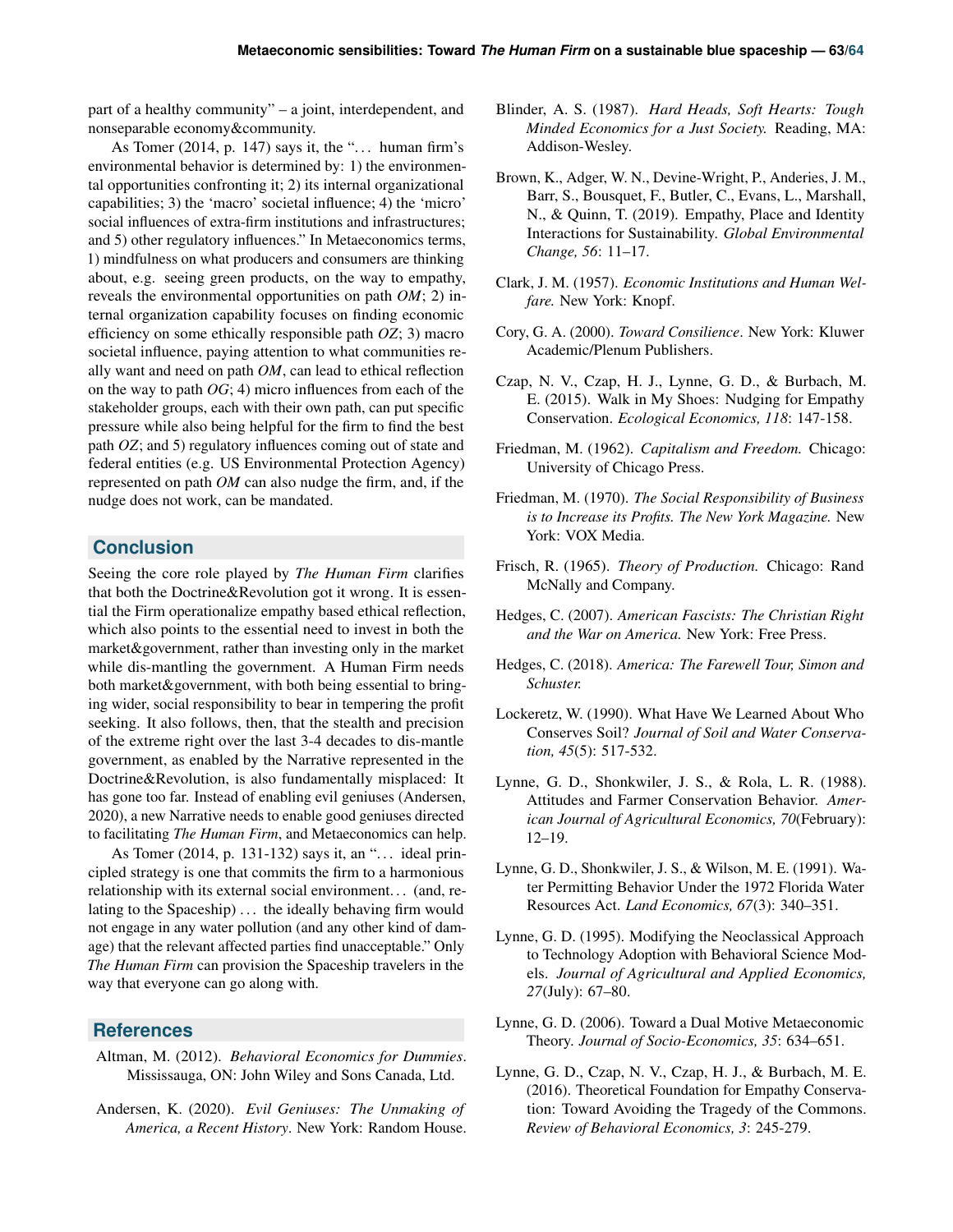part of a healthy community" – a joint, interdependent, and nonseparable economy&community.

As Tomer (2014, p. 147) says it, the "... human firm's environmental behavior is determined by: 1) the environmental opportunities confronting it; 2) its internal organizational capabilities; 3) the 'macro' societal influence; 4) the 'micro' social influences of extra-firm institutions and infrastructures; and 5) other regulatory influences." In Metaeconomics terms, 1) mindfulness on what producers and consumers are thinking about, e.g. seeing green products, on the way to empathy, reveals the environmental opportunities on path *OM*; 2) internal organization capability focuses on finding economic efficiency on some ethically responsible path *OZ*; 3) macro societal influence, paying attention to what communities really want and need on path *OM*, can lead to ethical reflection on the way to path *OG*; 4) micro influences from each of the stakeholder groups, each with their own path, can put specific pressure while also being helpful for the firm to find the best path *OZ*; and 5) regulatory influences coming out of state and federal entities (e.g. US Environmental Protection Agency) represented on path *OM* can also nudge the firm, and, if the nudge does not work, can be mandated.

## Conclusion

Seeing the core role played by *The Human Firm* clarifies that both the Doctrine&Revolution got it wrong. It is essential the Firm operationalize empathy based ethical reflection, which also points to the essential need to invest in both the market&government, rather than investing only in the market while dis-mantling the government. A Human Firm needs both market&government, with both being essential to bringing wider, social responsibility to bear in tempering the profit seeking. It also follows, then, that the stealth and precision of the extreme right over the last 3-4 decades to dis-mantle government, as enabled by the Narrative represented in the Doctrine&Revolution, is also fundamentally misplaced: It has gone too far. Instead of enabling evil geniuses (Andersen, 2020), a new Narrative needs to enable good geniuses directed to facilitating *The Human Firm*, and Metaeconomics can help.

As Tomer (2014, p. 131-132) says it, an "... ideal principled strategy is one that commits the firm to a harmonious relationship with its external social environment... (and, relating to the Spaceship) ... the ideally behaving firm would not engage in any water pollution (and any other kind of damage) that the relevant affected parties find unacceptable." Only *The Human Firm* can provision the Spaceship travelers in the way that everyone can go along with.

## References

Altman, M. (2012). *Behavioral Economics for Dummies*. Mississauga, ON: John Wiley and Sons Canada, Ltd.

Andersen, K. (2020). *Evil Geniuses: The Unmaking of America, a Recent History*. New York: Random House.

Blinder, A. S. (1987). *Hard Heads, Soft Hearts: Tough Minded Economics for a Just Society.* Reading, MA: Addison-Wesley.

Brown, K., Adger, W. N., Devine-Wright, P., Anderies, J. M., Barr, S., Bousquet, F., Butler, C., Evans, L., Marshall, N., & Quinn, T. (2019). Empathy, Place and Identity Interactions for Sustainability. *Global Environmental Change, 56*: 11–17.

Clark, J. M. (1957). *Economic Institutions and Human Welfare.* New York: Knopf.

Cory, G. A. (2000). *Toward Consilience*. New York: Kluwer Academic/Plenum Publishers.

Czap, N. V., Czap, H. J., Lynne, G. D., & Burbach, M. E. (2015). Walk in My Shoes: Nudging for Empathy Conservation. *Ecological Economics, 118*: 147-158.

Friedman, M. (1962). *Capitalism and Freedom.* Chicago: University of Chicago Press.

Friedman, M. (1970). *The Social Responsibility of Business is to Increase its Profits. The New York Magazine.* New York: VOX Media.

Frisch, R. (1965). *Theory of Production.* Chicago: Rand McNally and Company.

Hedges, C. (2007). *American Fascists: The Christian Right and the War on America.* New York: Free Press.

Hedges, C. (2018). *America: The Farewell Tour, Simon and Schuster.*

Lockeretz, W. (1990). What Have We Learned About Who Conserves Soil? *Journal of Soil and Water Conservation, 45*(5): 517-532.

Lynne, G. D., Shonkwiler, J. S., & Rola, L. R. (1988). Attitudes and Farmer Conservation Behavior. *American Journal of Agricultural Economics, 70*(February): 12–19.

Lynne, G. D., Shonkwiler, J. S., & Wilson, M. E. (1991). Water Permitting Behavior Under the 1972 Florida Water Resources Act. *Land Economics, 67*(3): 340–351.

Lynne, G. D. (1995). Modifying the Neoclassical Approach to Technology Adoption with Behavioral Science Models. *Journal of Agricultural and Applied Economics, 27*(July): 67–80.

Lynne, G. D. (2006). Toward a Dual Motive Metaeconomic Theory. *Journal of Socio-Economics, 35*: 634–651.

Lynne, G. D., Czap, N. V., Czap, H. J., & Burbach, M. E. (2016). Theoretical Foundation for Empathy Conservation: Toward Avoiding the Tragedy of the Commons. *Review of Behavioral Economics, 3*: 245-279.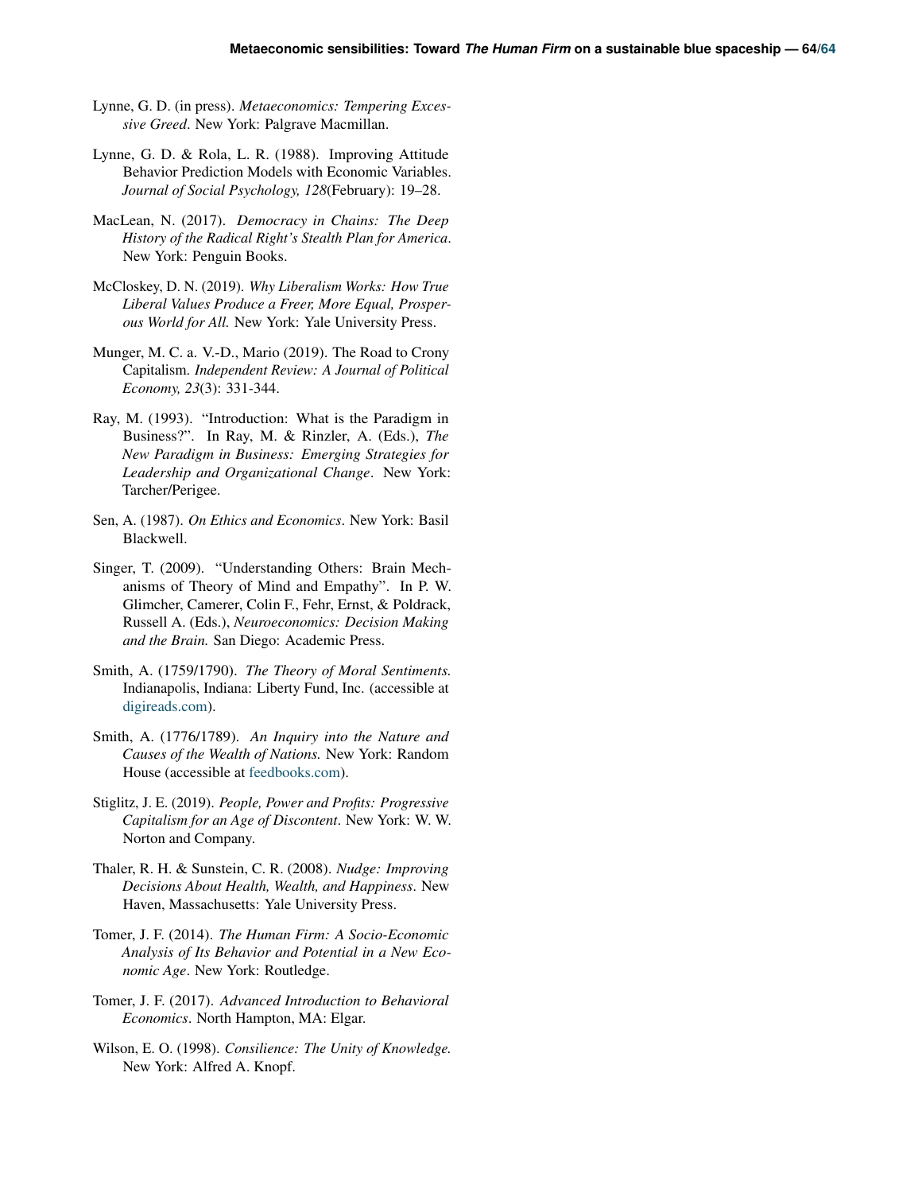Lynne, G. D. (in press). *Metaeconomics: Tempering Excessive Greed*. New York: Palgrave Macmillan.

Lynne, G. D. & Rola, L. R. (1988). Improving Attitude Behavior Prediction Models with Economic Variables. *Journal of Social Psychology, 128*(February): 19–28.

MacLean, N. (2017). *Democracy in Chains: The Deep History of the Radical Right's Stealth Plan for America*. New York: Penguin Books.

McCloskey, D. N. (2019). *Why Liberalism Works: How True Liberal Values Produce a Freer, More Equal, Prosperous World for All.* New York: Yale University Press.

Munger, M. C. a. V.-D., Mario (2019). The Road to Crony Capitalism. *Independent Review: A Journal of Political Economy, 23*(3): 331-344.

Ray, M. (1993). "Introduction: What is the Paradigm in Business?". In Ray, M. & Rinzler, A. (Eds.), *The New Paradigm in Business: Emerging Strategies for Leadership and Organizational Change*. New York: Tarcher/Perigee.

Sen, A. (1987). *On Ethics and Economics*. New York: Basil Blackwell.

Singer, T. (2009). "Understanding Others: Brain Mechanisms of Theory of Mind and Empathy". In P. W. Glimcher, Camerer, Colin F., Fehr, Ernst, & Poldrack, Russell A. (Eds.), *Neuroeconomics: Decision Making and the Brain.* San Diego: Academic Press.

Smith, A. (1759/1790). *The Theory of Moral Sentiments.* Indianapolis, Indiana: Liberty Fund, Inc. (accessible at digireads.com).

Smith, A. (1776/1789). *An Inquiry into the Nature and Causes of the Wealth of Nations.* New York: Random House (accessible at feedbooks.com).

Stiglitz, J. E. (2019). *People, Power and Profits: Progressive Capitalism for an Age of Discontent*. New York: W. W. Norton and Company.

Thaler, R. H. & Sunstein, C. R. (2008). *Nudge: Improving Decisions About Health, Wealth, and Happiness*. New Haven, Massachusetts: Yale University Press.

Tomer, J. F. (2014). *The Human Firm: A Socio-Economic Analysis of Its Behavior and Potential in a New Economic Age*. New York: Routledge.

Tomer, J. F. (2017). *Advanced Introduction to Behavioral Economics*. North Hampton, MA: Elgar.

Wilson, E. O. (1998). *Consilience: The Unity of Knowledge.* New York: Alfred A. Knopf.